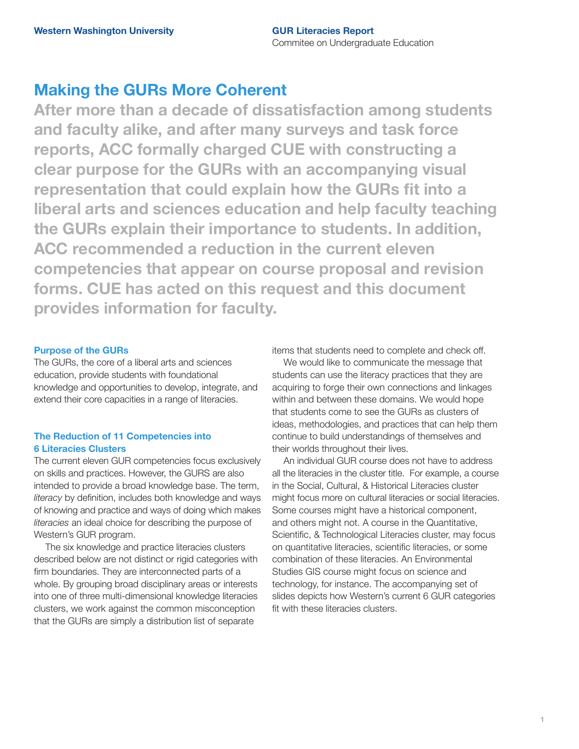# Making the GURs More Coherent

**After more than a decade of dissatisfaction among students and faculty alike, and after many surveys and task force reports, ACC formally charged CUE with constructing a clear purpose for the GURs with an accompanying visual representation that could explain how the GURs fit into a liberal arts and sciences education and help faculty teaching the GURs explain their importance to students. In addition, ACC recommended a reduction in the current eleven competencies that appear on course proposal and revision forms. CUE has acted on this request and this document provides information for faculty.**

### Purpose of the GURs

The GURs, the core of a liberal arts and sciences education, provide students with foundational knowledge and opportunities to develop, integrate, and extend their core capacities in a range of literacies.

### The Reduction of 11 Competencies into 6 Literacies Clusters

The current eleven GUR competencies focus exclusively on skills and practices. However, the GURS are also intended to provide a broad knowledge base. The term, *literacy* by definition, includes both knowledge and ways of knowing and practice and ways of doing which makes *literacies* an ideal choice for describing the purpose of Western's GUR program.

The six knowledge and practice literacies clusters described below are not distinct or rigid categories with firm boundaries. They are interconnected parts of a whole. By grouping broad disciplinary areas or interests into one of three multi-dimensional knowledge literacies clusters, we work against the common misconception that the GURs are simply a distribution list of separate items that students need to complete and check off.

We would like to communicate the message that students can use the literacy practices that they are acquiring to forge their own connections and linkages within and between these domains. We would hope that students come to see the GURs as clusters of ideas, methodologies, and practices that can help them continue to build understandings of themselves and their worlds throughout their lives.

An individual GUR course does not have to address all the literacies in the cluster title. For example, a course in the Social, Cultural, & Historical Literacies cluster might focus more on cultural literacies or social literacies. Some courses might have a historical component, and others might not. A course in the Quantitative, Scientific, & Technological Literacies cluster, may focus on quantitative literacies, scientific literacies, or some combination of these literacies. An Environmental Studies GIS course might focus on science and technology, for instance. The accompanying set of slides depicts how Western's current 6 GUR categories fit with these literacies clusters.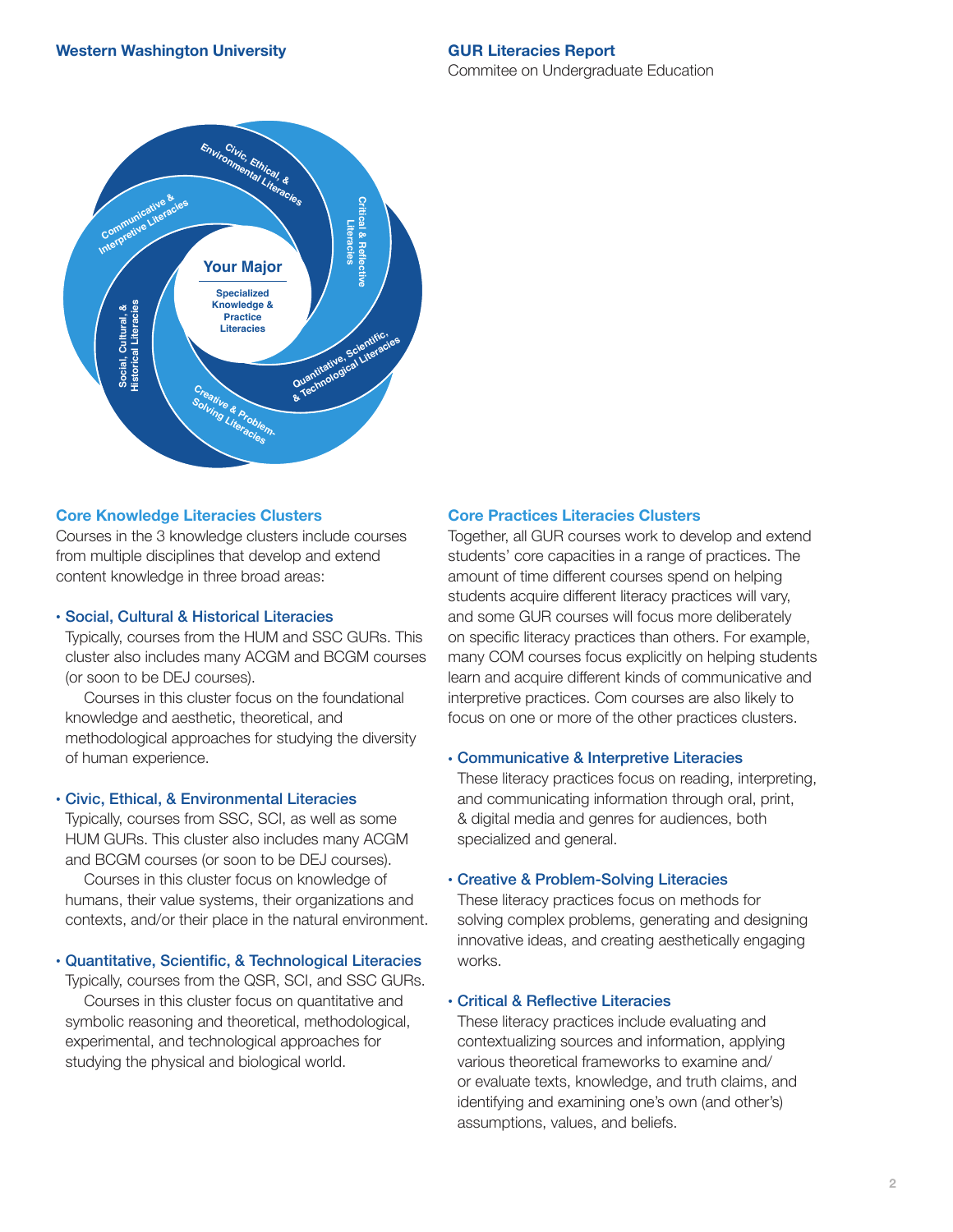Your Major

Specialized Knowledge & Practice Literacies

Civic, Ethical, & Environmental Literacies

Critical & Reflective Literacies

Quantitative, Scientific, & Technological Literacies

Creative & Problem-Solving Literacies

Social, Cultural, & Historical Literacies

Communicative & Interpretive Literacies

## Core Knowledge Literacies Clusters

Courses in the 3 knowledge clusters include courses from multiple disciplines that develop and extend content knowledge in three broad areas:

- **Social, Cultural & Historical Literacies**
  Typically, courses from the HUM and SSC GURs. This cluster also includes many ACGM and BCGM courses (or soon to be DEJ courses).
  Courses in this cluster focus on the foundational knowledge and aesthetic, theoretical, and methodological approaches for studying the diversity of human experience.

- **Civic, Ethical, & Environmental Literacies**
  Typically, courses from SSC, SCI, as well as some HUM GURs. This cluster also includes many ACGM and BCGM courses (or soon to be DEJ courses).
  Courses in this cluster focus on knowledge of humans, their value systems, their organizations and contexts, and/or their place in the natural environment.

- **Quantitative, Scientific, & Technological Literacies**
  Typically, courses from the QSR, SCI, and SSC GURs.
  Courses in this cluster focus on quantitative and symbolic reasoning and theoretical, methodological, experimental, and technological approaches for studying the physical and biological world.

## Core Practices Literacies Clusters

Together, all GUR courses work to develop and extend students' core capacities in a range of practices. The amount of time different courses spend on helping students acquire different literacy practices will vary, and some GUR courses will focus more deliberately on specific literacy practices than others. For example, many COM courses focus explicitly on helping students learn and acquire different kinds of communicative and interpretive practices. Com courses are also likely to focus on one or more of the other practices clusters.

- **Communicative & Interpretive Literacies**
  These literacy practices focus on reading, interpreting, and communicating information through oral, print, & digital media and genres for audiences, both specialized and general.

- **Creative & Problem-Solving Literacies**
  These literacy practices focus on methods for solving complex problems, generating and designing innovative ideas, and creating aesthetically engaging works.

- **Critical & Reflective Literacies**
  These literacy practices include evaluating and contextualizing sources and information, applying various theoretical frameworks to examine and/or evaluate texts, knowledge, and truth claims, and identifying and examining one's own (and other's) assumptions, values, and beliefs.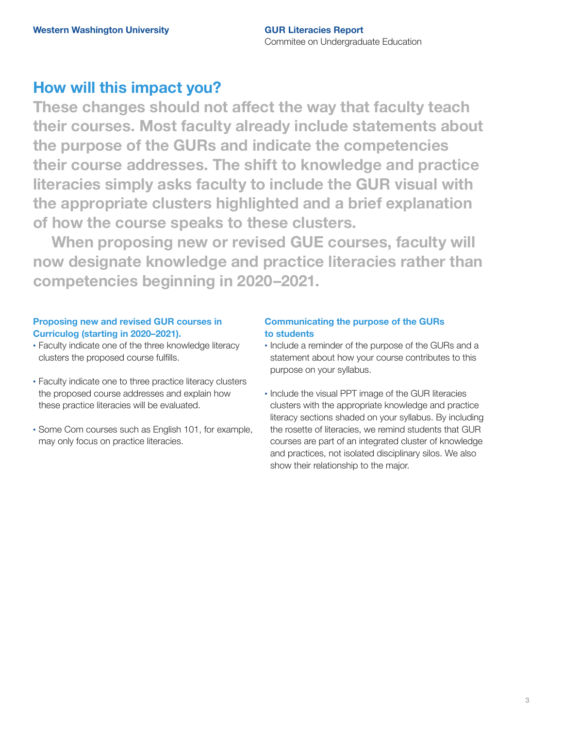## How will this impact you?

**These changes should not affect the way that faculty teach their courses. Most faculty already include statements about the purpose of the GURs and indicate the competencies their course addresses. The shift to knowledge and practice literacies simply asks faculty to include the GUR visual with the appropriate clusters highlighted and a brief explanation of how the course speaks to these clusters.**

**When proposing new or revised GUE courses, faculty will now designate knowledge and practice literacies rather than competencies beginning in 2020–2021.**

#### Proposing new and revised GUR courses in Curriculog (starting in 2020–2021).

- Faculty indicate one of the three knowledge literacy clusters the proposed course fulfills.
- Faculty indicate one to three practice literacy clusters the proposed course addresses and explain how these practice literacies will be evaluated.
- Some Com courses such as English 101, for example, may only focus on practice literacies.

#### Communicating the purpose of the GURs to students

- Include a reminder of the purpose of the GURs and a statement about how your course contributes to this purpose on your syllabus.
- Include the visual PPT image of the GUR literacies clusters with the appropriate knowledge and practice literacy sections shaded on your syllabus. By including the rosette of literacies, we remind students that GUR courses are part of an integrated cluster of knowledge and practices, not isolated disciplinary silos. We also show their relationship to the major.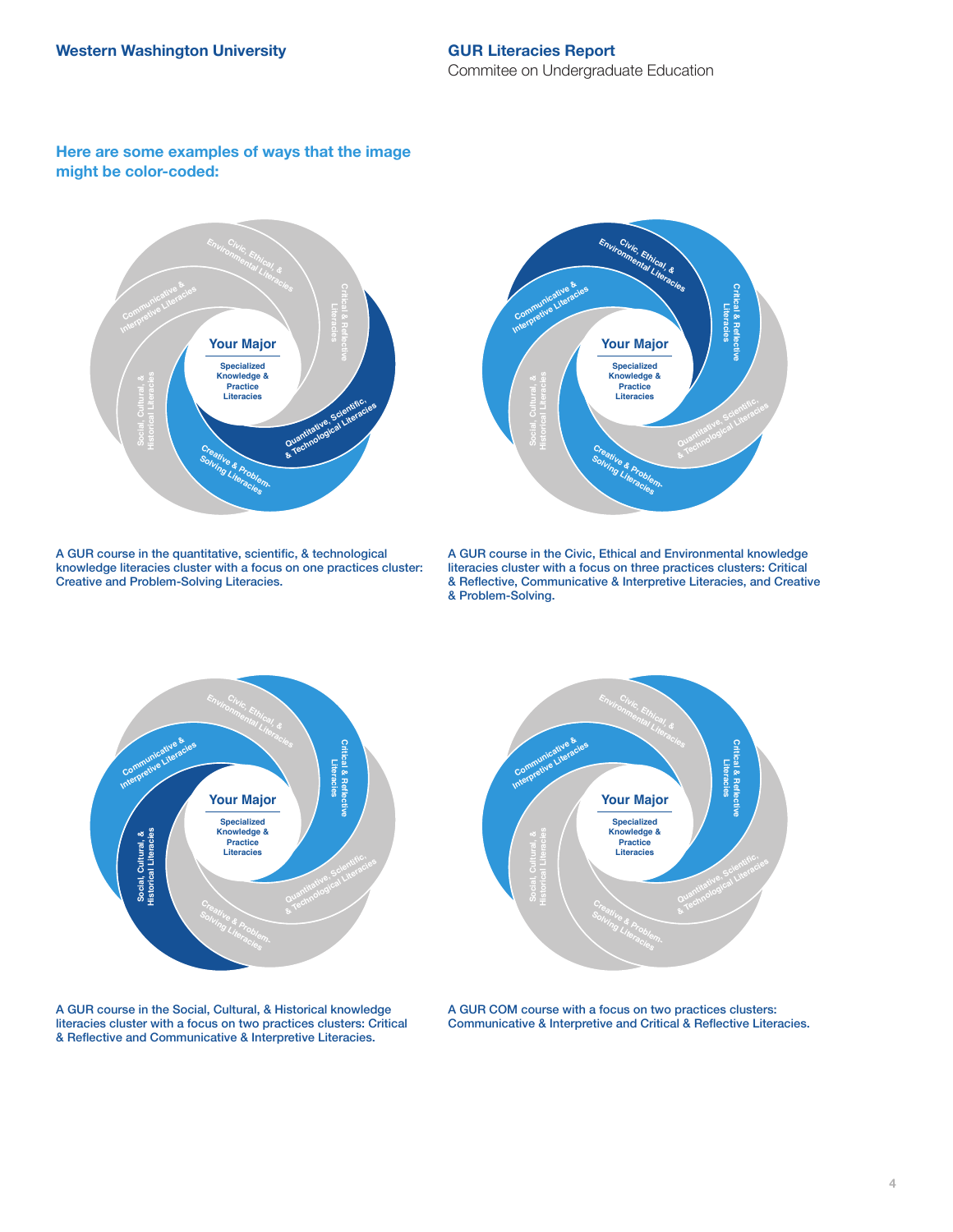### Here are some examples of ways that the image might be color-coded:

Civic, Ethical, & Environmental Literacies

Communicative & Interpretive Literacies

Critical & Reflective Literacies

Your Major

Specialized Knowledge & Practice Literacies

Social, Cultural, & Historical Literacies

Quantitative, Scientific, & Technological Literacies

Creative & Problem-Solving Literacies

A GUR course in the quantitative, scientific, & technological knowledge literacies cluster with a focus on one practices cluster: Creative and Problem-Solving Literacies.

Civic, Ethical, & Environmental Literacies

Communicative & Interpretive Literacies

Critical & Reflective Literacies

Your Major

Specialized Knowledge & Practice Literacies

Social, Cultural, & Historical Literacies

Quantitative, Scientific, & Technological Literacies

Creative & Problem-Solving Literacies

A GUR course in the Civic, Ethical and Environmental knowledge literacies cluster with a focus on three practices clusters: Critical & Reflective, Communicative & Interpretive Literacies, and Creative & Problem-Solving.

Civic, Ethical, & Environmental Literacies

Communicative & Interpretive Literacies

Critical & Reflective Literacies

Your Major

Specialized Knowledge & Practice Literacies

Social, Cultural, & Historical Literacies

Quantitative, Scientific, & Technological Literacies

Creative & Problem-Solving Literacies

A GUR course in the Social, Cultural, & Historical knowledge literacies cluster with a focus on two practices clusters: Critical & Reflective and Communicative & Interpretive Literacies.

Civic, Ethical, & Environmental Literacies

Communicative & Interpretive Literacies

Critical & Reflective Literacies

Your Major

Specialized Knowledge & Practice Literacies

Social, Cultural, & Historical Literacies

Quantitative, Scientific, & Technological Literacies

Creative & Problem-Solving Literacies

A GUR COM course with a focus on two practices clusters: Communicative & Interpretive and Critical & Reflective Literacies.